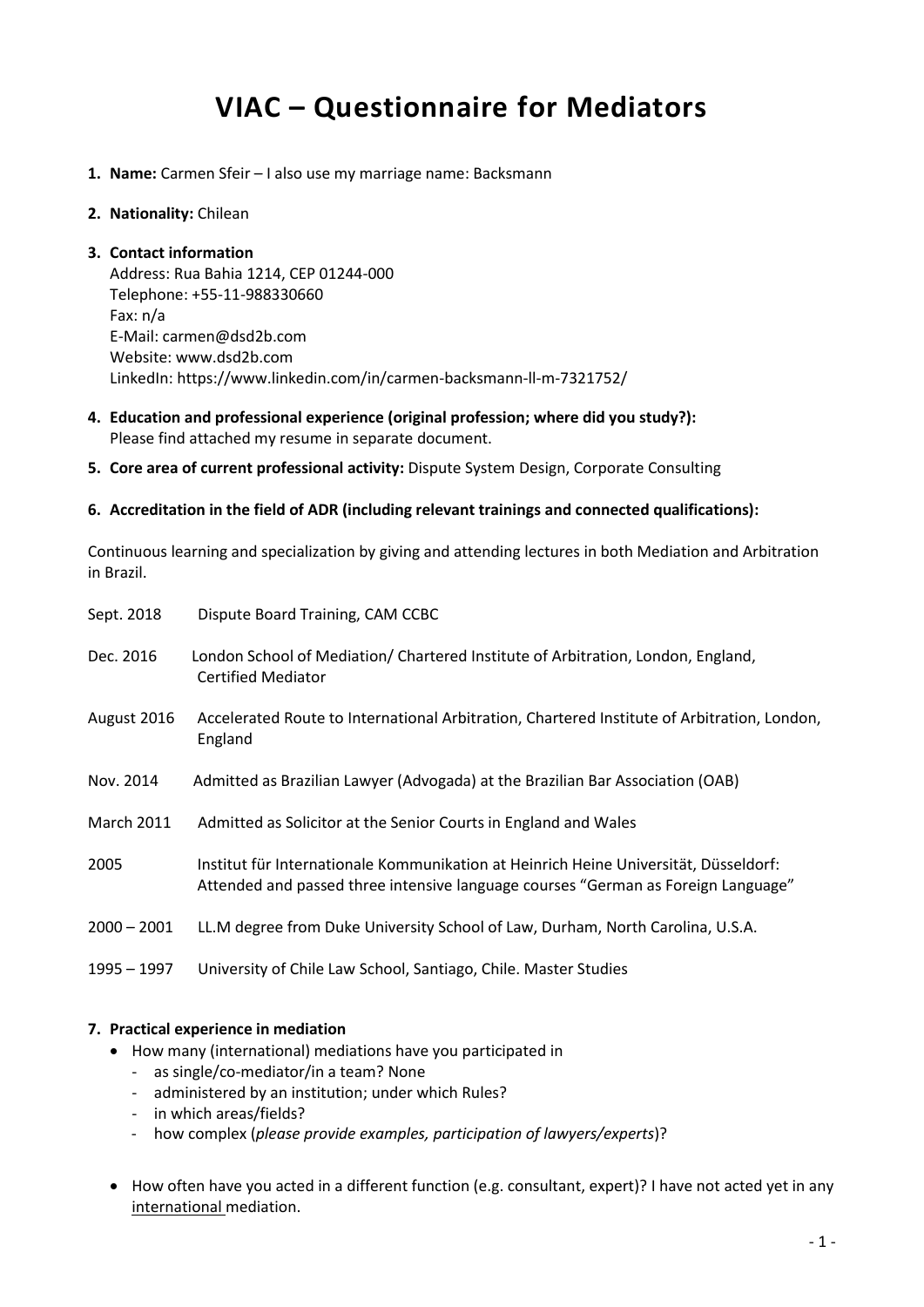# VIAC – Questionnaire for Mediators

1. **Name:** Carmen Sfeir – I also use my marriage name: Backsmann

2. **Nationality:** Chilean

3. **Contact information**
   Address: Rua Bahia 1214, CEP 01244-000
   Telephone: +55-11-988330660
   Fax: n/a
   E-Mail: carmen@dsd2b.com
   Website: www.dsd2b.com
   LinkedIn: https://www.linkedin.com/in/carmen-backsmann-ll-m-7321752/

4. **Education and professional experience (original profession; where did you study?):**
   Please find attached my resume in separate document.

5. **Core area of current professional activity:** Dispute System Design, Corporate Consulting

6. **Accreditation in the field of ADR (including relevant trainings and connected qualifications):**

Continuous learning and specialization by giving and attending lectures in both Mediation and Arbitration in Brazil.

| | |
|---|---|
| Sept. 2018 | Dispute Board Training, CAM CCBC |
| Dec. 2016 | London School of Mediation/ Chartered Institute of Arbitration, London, England, Certified Mediator |
| August 2016 | Accelerated Route to International Arbitration, Chartered Institute of Arbitration, London, England |
| Nov. 2014 | Admitted as Brazilian Lawyer (Advogada) at the Brazilian Bar Association (OAB) |
| March 2011 | Admitted as Solicitor at the Senior Courts in England and Wales |
| 2005 | Institut für Internationale Kommunikation at Heinrich Heine Universität, Düsseldorf: Attended and passed three intensive language courses "German as Foreign Language" |
| 2000 – 2001 | LL.M degree from Duke University School of Law, Durham, North Carolina, U.S.A. |
| 1995 – 1997 | University of Chile Law School, Santiago, Chile. Master Studies |

7. **Practical experience in mediation**
   - How many (international) mediations have you participated in
     - as single/co-mediator/in a team? None
     - administered by an institution; under which Rules?
     - in which areas/fields?
     - how complex (*please provide examples, participation of lawyers/experts*)?

   - How often have you acted in a different function (e.g. consultant, expert)? I have not acted yet in any international mediation.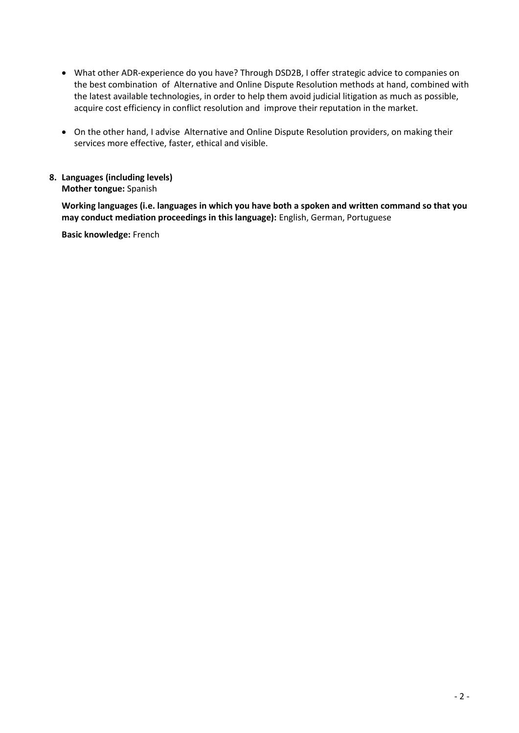- What other ADR-experience do you have? Through DSD2B, I offer strategic advice to companies on the best combination of Alternative and Online Dispute Resolution methods at hand, combined with the latest available technologies, in order to help them avoid judicial litigation as much as possible, acquire cost efficiency in conflict resolution and improve their reputation in the market.

- On the other hand, I advise Alternative and Online Dispute Resolution providers, on making their services more effective, faster, ethical and visible.

**8. Languages (including levels)**

**Mother tongue:** Spanish

**Working languages (i.e. languages in which you have both a spoken and written command so that you may conduct mediation proceedings in this language):** English, German, Portuguese

**Basic knowledge:** French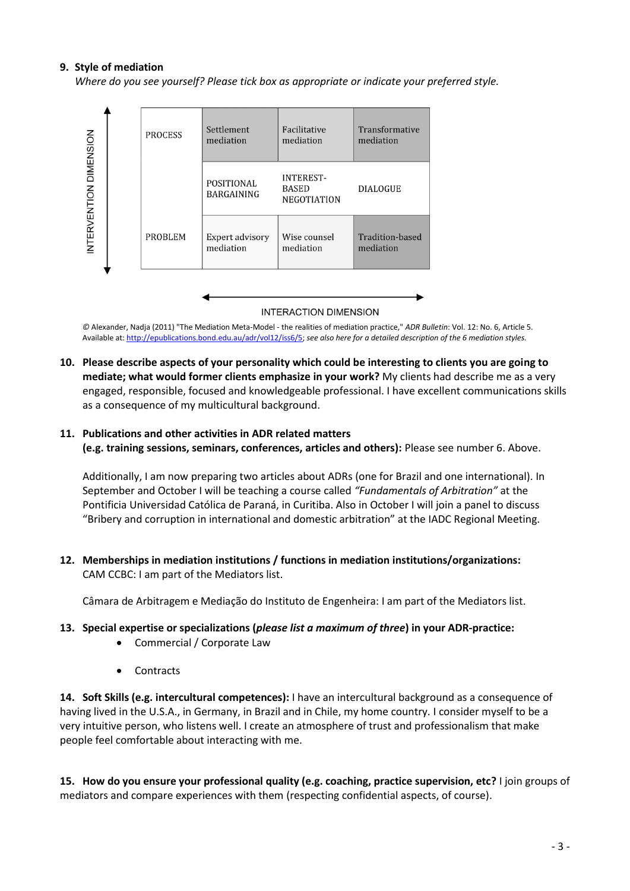**9. Style of mediation**

*Where do you see yourself? Please tick box as appropriate or indicate your preferred style.*

INTERVENTION DIMENSION

| | | | |
|---|---|---|---|
| PROCESS | Settlement mediation | Facilitative mediation | Transformative mediation |
| | POSITIONAL BARGAINING | INTEREST-BASED NEGOTIATION | DIALOGUE |
| PROBLEM | Expert advisory mediation | Wise counsel mediation | Tradition-based mediation |

INTERACTION DIMENSION

© Alexander, Nadja (2011) "The Mediation Meta-Model - the realities of mediation practice," *ADR Bulletin*: Vol. 12: No. 6, Article 5. Available at: http://epublications.bond.edu.au/adr/vol12/iss6/5; *see also here for a detailed description of the 6 mediation styles.*

**10. Please describe aspects of your personality which could be interesting to clients you are going to mediate; what would former clients emphasize in your work?** My clients had describe me as a very engaged, responsible, focused and knowledgeable professional. I have excellent communications skills as a consequence of my multicultural background.

**11. Publications and other activities in ADR related matters (e.g. training sessions, seminars, conferences, articles and others):** Please see number 6. Above.

Additionally, I am now preparing two articles about ADRs (one for Brazil and one international). In September and October I will be teaching a course called *"Fundamentals of Arbitration"* at the Pontificia Universidad Católica de Paraná, in Curitiba. Also in October I will join a panel to discuss "Bribery and corruption in international and domestic arbitration" at the IADC Regional Meeting.

**12. Memberships in mediation institutions / functions in mediation institutions/organizations:** CAM CCBC: I am part of the Mediators list.

Câmara de Arbitragem e Mediação do Instituto de Engenheira: I am part of the Mediators list.

**13. Special expertise or specializations (*please list a maximum of three*) in your ADR-practice:**

- Commercial / Corporate Law
- Contracts

**14. Soft Skills (e.g. intercultural competences):** I have an intercultural background as a consequence of having lived in the U.S.A., in Germany, in Brazil and in Chile, my home country. I consider myself to be a very intuitive person, who listens well. I create an atmosphere of trust and professionalism that make people feel comfortable about interacting with me.

**15. How do you ensure your professional quality (e.g. coaching, practice supervision, etc?** I join groups of mediators and compare experiences with them (respecting confidential aspects, of course).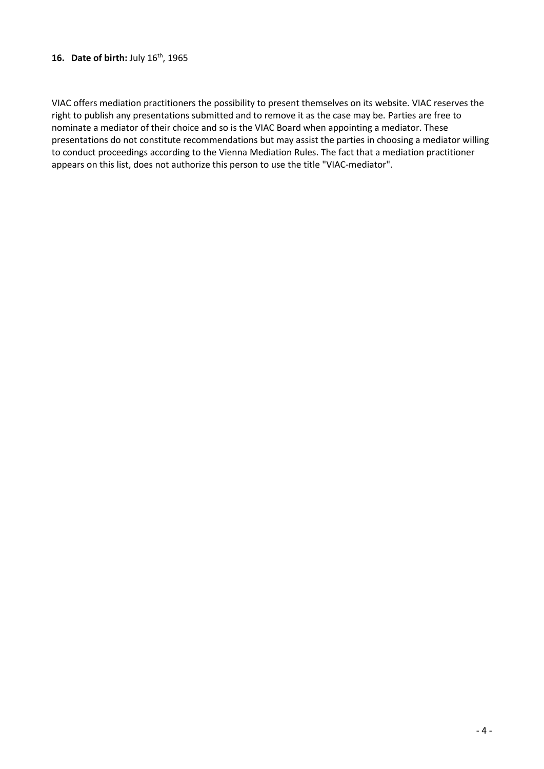**16. Date of birth:** July 16th, 1965

VIAC offers mediation practitioners the possibility to present themselves on its website. VIAC reserves the right to publish any presentations submitted and to remove it as the case may be. Parties are free to nominate a mediator of their choice and so is the VIAC Board when appointing a mediator. These presentations do not constitute recommendations but may assist the parties in choosing a mediator willing to conduct proceedings according to the Vienna Mediation Rules. The fact that a mediation practitioner appears on this list, does not authorize this person to use the title "VIAC-mediator".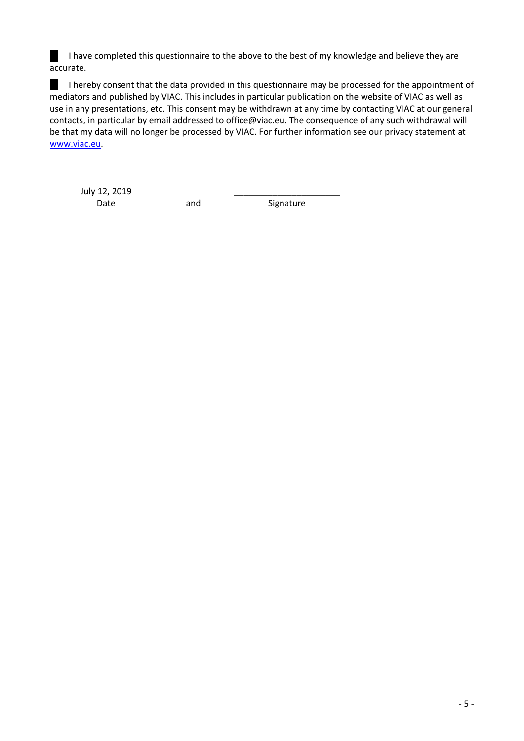■ I have completed this questionnaire to the above to the best of my knowledge and believe they are accurate.

■ I hereby consent that the data provided in this questionnaire may be processed for the appointment of mediators and published by VIAC. This includes in particular publication on the website of VIAC as well as use in any presentations, etc. This consent may be withdrawn at any time by contacting VIAC at our general contacts, in particular by email addressed to office@viac.eu. The consequence of any such withdrawal will be that my data will no longer be processed by VIAC. For further information see our privacy statement at [www.viac.eu](www.viac.eu).

| | | |
|---|---|---|
| July 12, 2019 | | ______________________ |
| Date | and | Signature |